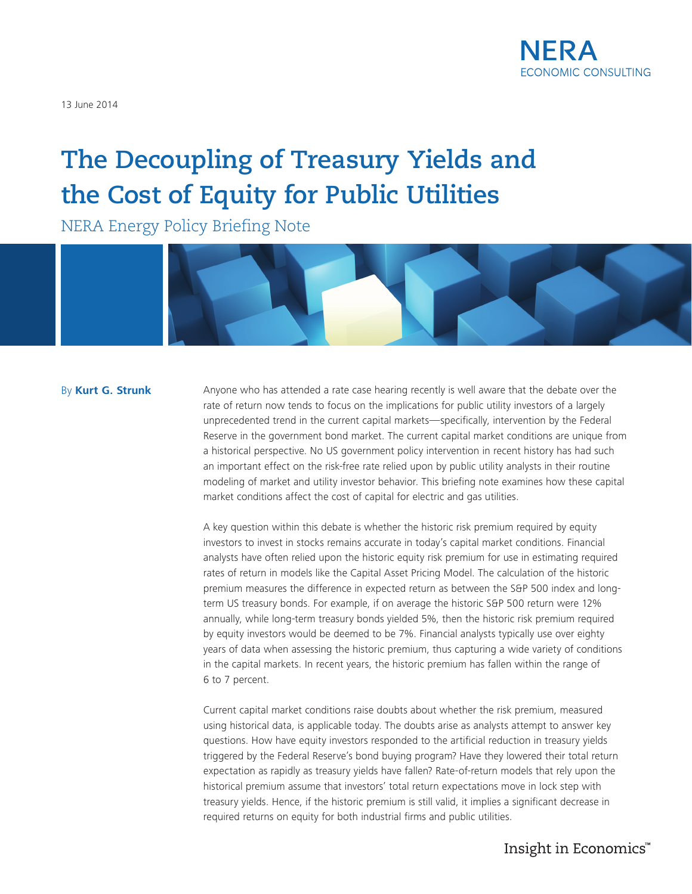NERA ECONOMIC CONSULTING

13 June 2014

# The Decoupling of Treasury Yields and the Cost of Equity for Public Utilities

NERA Energy Policy Briefing Note

By **Kurt G. Strunk**

Anyone who has attended a rate case hearing recently is well aware that the debate over the rate of return now tends to focus on the implications for public utility investors of a largely unprecedented trend in the current capital markets—specifically, intervention by the Federal Reserve in the government bond market. The current capital market conditions are unique from a historical perspective. No US government policy intervention in recent history has had such an important effect on the risk-free rate relied upon by public utility analysts in their routine modeling of market and utility investor behavior. This briefing note examines how these capital market conditions affect the cost of capital for electric and gas utilities.

A key question within this debate is whether the historic risk premium required by equity investors to invest in stocks remains accurate in today's capital market conditions. Financial analysts have often relied upon the historic equity risk premium for use in estimating required rates of return in models like the Capital Asset Pricing Model. The calculation of the historic premium measures the difference in expected return as between the S&P 500 index and long-term US treasury bonds. For example, if on average the historic S&P 500 return were 12% annually, while long-term treasury bonds yielded 5%, then the historic risk premium required by equity investors would be deemed to be 7%. Financial analysts typically use over eighty years of data when assessing the historic premium, thus capturing a wide variety of conditions in the capital markets. In recent years, the historic premium has fallen within the range of 6 to 7 percent.

Current capital market conditions raise doubts about whether the risk premium, measured using historical data, is applicable today. The doubts arise as analysts attempt to answer key questions. How have equity investors responded to the artificial reduction in treasury yields triggered by the Federal Reserve's bond buying program? Have they lowered their total return expectation as rapidly as treasury yields have fallen? Rate-of-return models that rely upon the historical premium assume that investors' total return expectations move in lock step with treasury yields. Hence, if the historic premium is still valid, it implies a significant decrease in required returns on equity for both industrial firms and public utilities.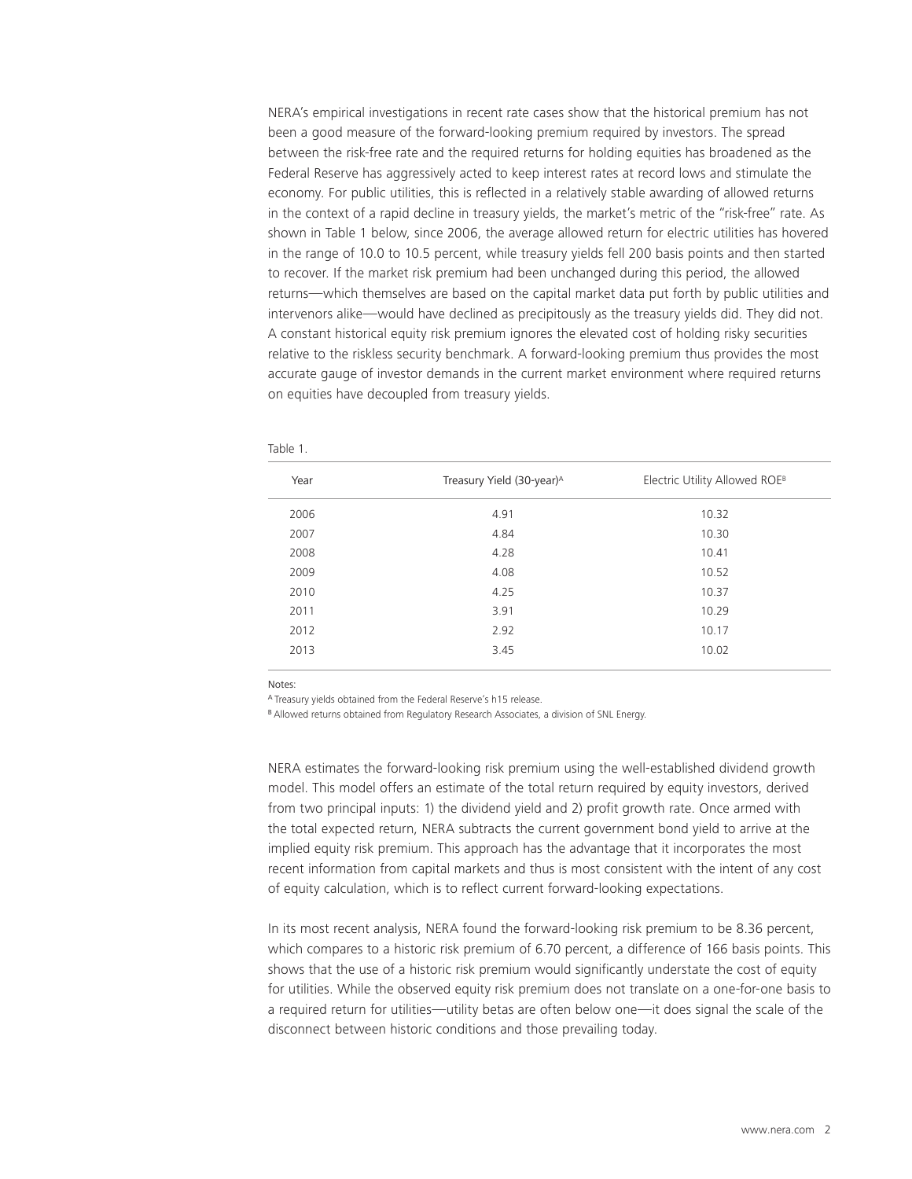NERA's empirical investigations in recent rate cases show that the historical premium has not been a good measure of the forward-looking premium required by investors. The spread between the risk-free rate and the required returns for holding equities has broadened as the Federal Reserve has aggressively acted to keep interest rates at record lows and stimulate the economy. For public utilities, this is reflected in a relatively stable awarding of allowed returns in the context of a rapid decline in treasury yields, the market's metric of the "risk-free" rate. As shown in Table 1 below, since 2006, the average allowed return for electric utilities has hovered in the range of 10.0 to 10.5 percent, while treasury yields fell 200 basis points and then started to recover. If the market risk premium had been unchanged during this period, the allowed returns—which themselves are based on the capital market data put forth by public utilities and intervenors alike—would have declined as precipitously as the treasury yields did. They did not. A constant historical equity risk premium ignores the elevated cost of holding risky securities relative to the riskless security benchmark. A forward-looking premium thus provides the most accurate gauge of investor demands in the current market environment where required returns on equities have decoupled from treasury yields.

Table 1.

| Year | Treasury Yield (30-year)[A] | Electric Utility Allowed ROE[B] |
|---|---|---|
| 2006 | 4.91 | 10.32 |
| 2007 | 4.84 | 10.30 |
| 2008 | 4.28 | 10.41 |
| 2009 | 4.08 | 10.52 |
| 2010 | 4.25 | 10.37 |
| 2011 | 3.91 | 10.29 |
| 2012 | 2.92 | 10.17 |
| 2013 | 3.45 | 10.02 |

Notes:

[A] Treasury yields obtained from the Federal Reserve's h15 release.

[B] Allowed returns obtained from Regulatory Research Associates, a division of SNL Energy.

NERA estimates the forward-looking risk premium using the well-established dividend growth model. This model offers an estimate of the total return required by equity investors, derived from two principal inputs: 1) the dividend yield and 2) profit growth rate. Once armed with the total expected return, NERA subtracts the current government bond yield to arrive at the implied equity risk premium. This approach has the advantage that it incorporates the most recent information from capital markets and thus is most consistent with the intent of any cost of equity calculation, which is to reflect current forward-looking expectations.

In its most recent analysis, NERA found the forward-looking risk premium to be 8.36 percent, which compares to a historic risk premium of 6.70 percent, a difference of 166 basis points. This shows that the use of a historic risk premium would significantly understate the cost of equity for utilities. While the observed equity risk premium does not translate on a one-for-one basis to a required return for utilities—utility betas are often below one—it does signal the scale of the disconnect between historic conditions and those prevailing today.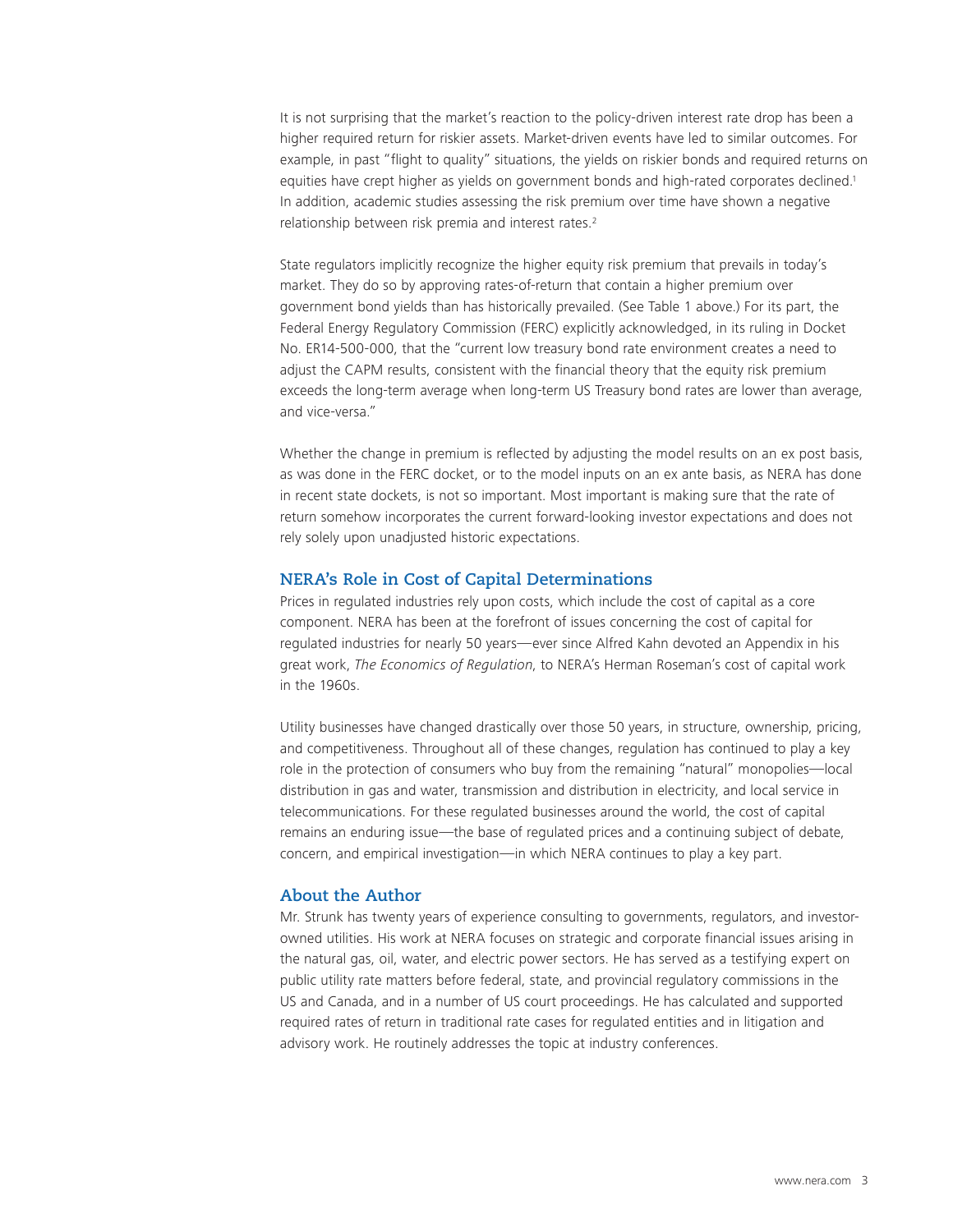It is not surprising that the market's reaction to the policy-driven interest rate drop has been a higher required return for riskier assets. Market-driven events have led to similar outcomes. For example, in past "flight to quality" situations, the yields on riskier bonds and required returns on equities have crept higher as yields on government bonds and high-rated corporates declined.[1] In addition, academic studies assessing the risk premium over time have shown a negative relationship between risk premia and interest rates.[2]

State regulators implicitly recognize the higher equity risk premium that prevails in today's market. They do so by approving rates-of-return that contain a higher premium over government bond yields than has historically prevailed. (See Table 1 above.) For its part, the Federal Energy Regulatory Commission (FERC) explicitly acknowledged, in its ruling in Docket No. ER14-500-000, that the "current low treasury bond rate environment creates a need to adjust the CAPM results, consistent with the financial theory that the equity risk premium exceeds the long-term average when long-term US Treasury bond rates are lower than average, and vice-versa."

Whether the change in premium is reflected by adjusting the model results on an ex post basis, as was done in the FERC docket, or to the model inputs on an ex ante basis, as NERA has done in recent state dockets, is not so important. Most important is making sure that the rate of return somehow incorporates the current forward-looking investor expectations and does not rely solely upon unadjusted historic expectations.

## NERA's Role in Cost of Capital Determinations

Prices in regulated industries rely upon costs, which include the cost of capital as a core component. NERA has been at the forefront of issues concerning the cost of capital for regulated industries for nearly 50 years—ever since Alfred Kahn devoted an Appendix in his great work, *The Economics of Regulation*, to NERA's Herman Roseman's cost of capital work in the 1960s.

Utility businesses have changed drastically over those 50 years, in structure, ownership, pricing, and competitiveness. Throughout all of these changes, regulation has continued to play a key role in the protection of consumers who buy from the remaining "natural" monopolies—local distribution in gas and water, transmission and distribution in electricity, and local service in telecommunications. For these regulated businesses around the world, the cost of capital remains an enduring issue—the base of regulated prices and a continuing subject of debate, concern, and empirical investigation—in which NERA continues to play a key part.

## About the Author

Mr. Strunk has twenty years of experience consulting to governments, regulators, and investor-owned utilities. His work at NERA focuses on strategic and corporate financial issues arising in the natural gas, oil, water, and electric power sectors. He has served as a testifying expert on public utility rate matters before federal, state, and provincial regulatory commissions in the US and Canada, and in a number of US court proceedings. He has calculated and supported required rates of return in traditional rate cases for regulated entities and in litigation and advisory work. He routinely addresses the topic at industry conferences.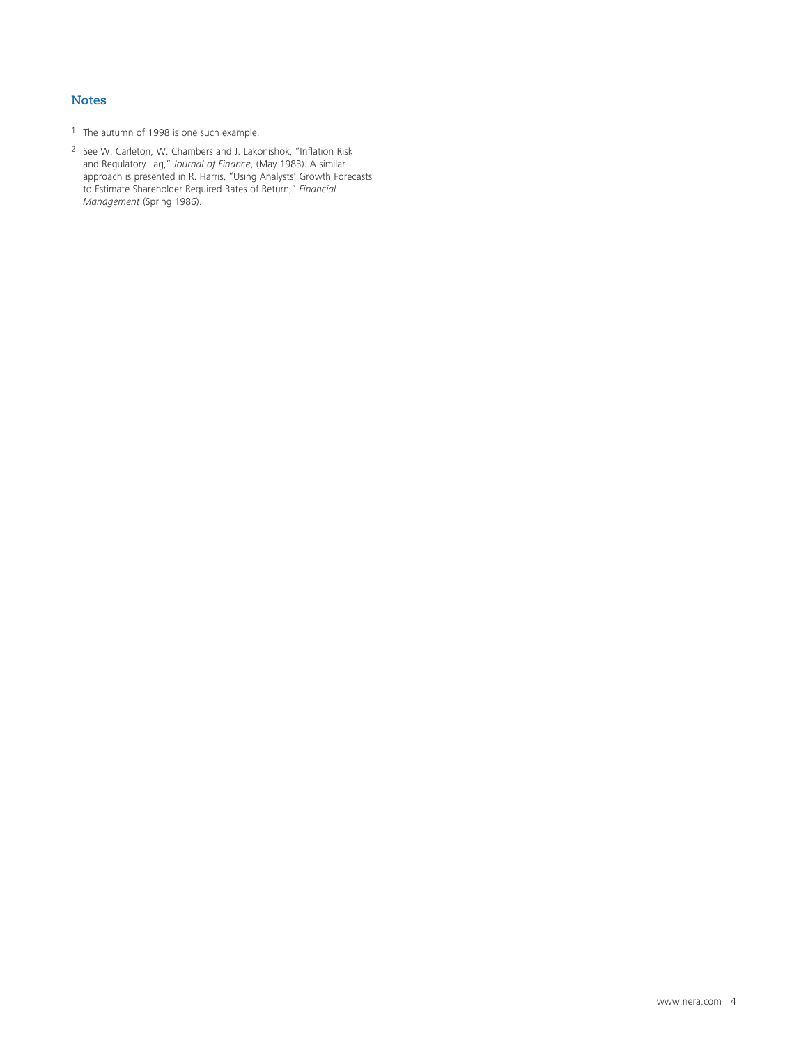## Notes

1. The autumn of 1998 is one such example.

2. See W. Carleton, W. Chambers and J. Lakonishok, "Inflation Risk and Regulatory Lag," *Journal of Finance*, (May 1983). A similar approach is presented in R. Harris, "Using Analysts' Growth Forecasts to Estimate Shareholder Required Rates of Return," *Financial Management* (Spring 1986).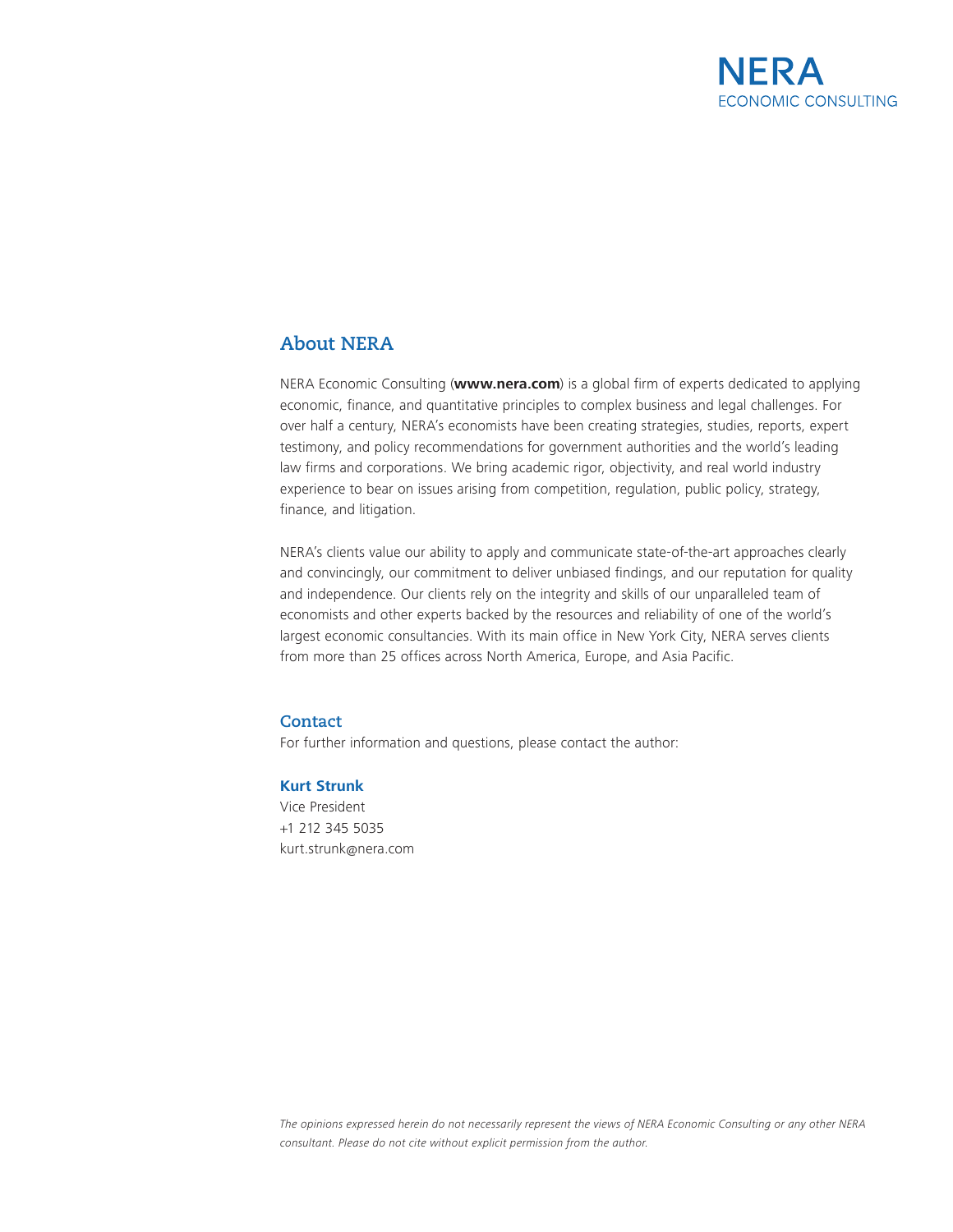NERA
ECONOMIC CONSULTING

## About NERA

NERA Economic Consulting (**www.nera.com**) is a global firm of experts dedicated to applying economic, finance, and quantitative principles to complex business and legal challenges. For over half a century, NERA's economists have been creating strategies, studies, reports, expert testimony, and policy recommendations for government authorities and the world's leading law firms and corporations. We bring academic rigor, objectivity, and real world industry experience to bear on issues arising from competition, regulation, public policy, strategy, finance, and litigation.

NERA's clients value our ability to apply and communicate state-of-the-art approaches clearly and convincingly, our commitment to deliver unbiased findings, and our reputation for quality and independence. Our clients rely on the integrity and skills of our unparalleled team of economists and other experts backed by the resources and reliability of one of the world's largest economic consultancies. With its main office in New York City, NERA serves clients from more than 25 offices across North America, Europe, and Asia Pacific.

### Contact

For further information and questions, please contact the author:

**Kurt Strunk**
Vice President
+1 212 345 5035
kurt.strunk@nera.com

*The opinions expressed herein do not necessarily represent the views of NERA Economic Consulting or any other NERA consultant. Please do not cite without explicit permission from the author.*